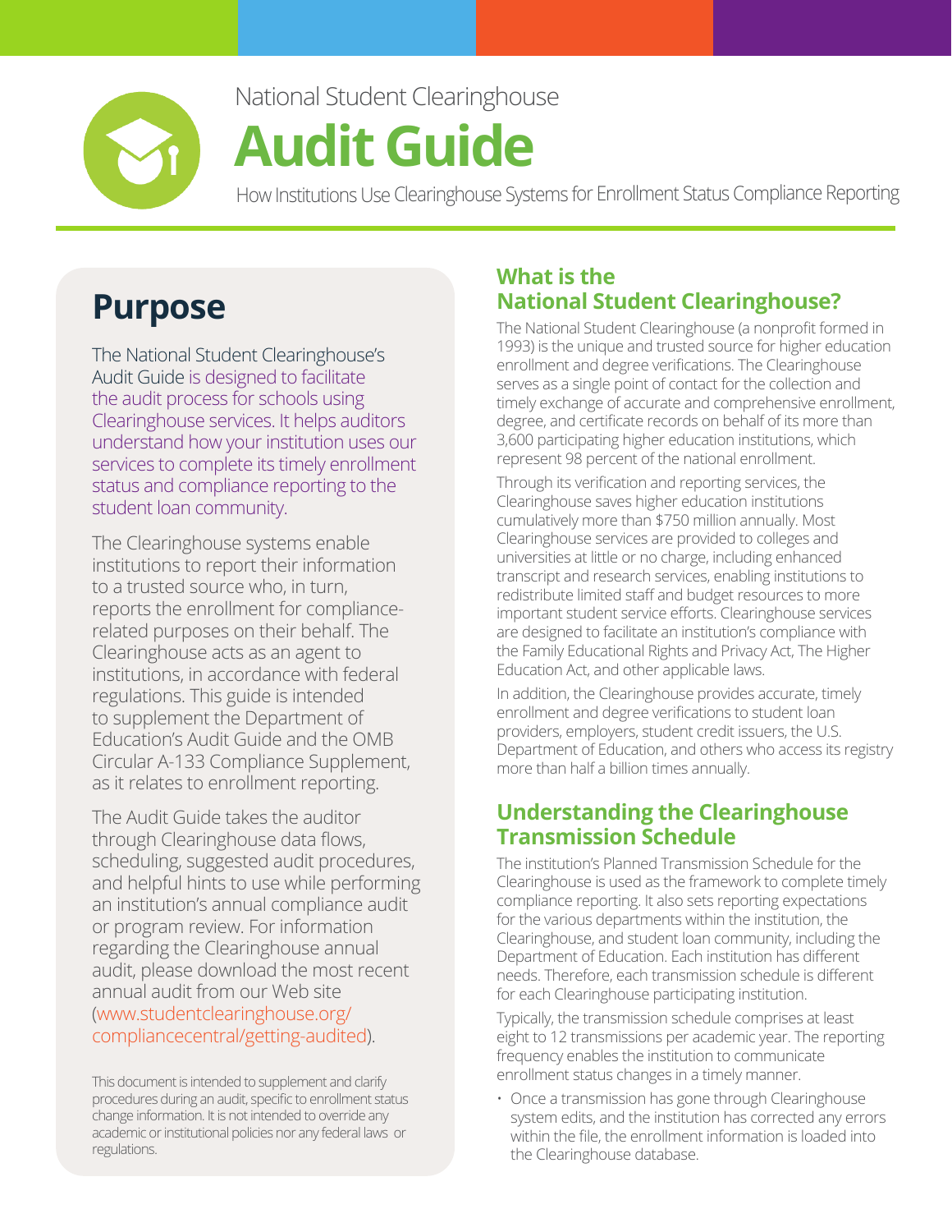National Student Clearinghouse

# Audit Guide

How Institutions Use Clearinghouse Systems for Enrollment Status Compliance Reporting

## Purpose

The National Student Clearinghouse's Audit Guide is designed to facilitate the audit process for schools using Clearinghouse services. It helps auditors understand how your institution uses our services to complete its timely enrollment status and compliance reporting to the student loan community.

The Clearinghouse systems enable institutions to report their information to a trusted source who, in turn, reports the enrollment for compliance-related purposes on their behalf. The Clearinghouse acts as an agent to institutions, in accordance with federal regulations. This guide is intended to supplement the Department of Education's Audit Guide and the OMB Circular A-133 Compliance Supplement, as it relates to enrollment reporting.

The Audit Guide takes the auditor through Clearinghouse data flows, scheduling, suggested audit procedures, and helpful hints to use while performing an institution's annual compliance audit or program review. For information regarding the Clearinghouse annual audit, please download the most recent annual audit from our Web site (www.studentclearinghouse.org/compliancecentral/getting-audited).

This document is intended to supplement and clarify procedures during an audit, specific to enrollment status change information. It is not intended to override any academic or institutional policies nor any federal laws or regulations.

## What is the National Student Clearinghouse?

The National Student Clearinghouse (a nonprofit formed in 1993) is the unique and trusted source for higher education enrollment and degree verifications. The Clearinghouse serves as a single point of contact for the collection and timely exchange of accurate and comprehensive enrollment, degree, and certificate records on behalf of its more than 3,600 participating higher education institutions, which represent 98 percent of the national enrollment.

Through its verification and reporting services, the Clearinghouse saves higher education institutions cumulatively more than $750 million annually. Most Clearinghouse services are provided to colleges and universities at little or no charge, including enhanced transcript and research services, enabling institutions to redistribute limited staff and budget resources to more important student service efforts. Clearinghouse services are designed to facilitate an institution's compliance with the Family Educational Rights and Privacy Act, The Higher Education Act, and other applicable laws.

In addition, the Clearinghouse provides accurate, timely enrollment and degree verifications to student loan providers, employers, student credit issuers, the U.S. Department of Education, and others who access its registry more than half a billion times annually.

## Understanding the Clearinghouse Transmission Schedule

The institution's Planned Transmission Schedule for the Clearinghouse is used as the framework to complete timely compliance reporting. It also sets reporting expectations for the various departments within the institution, the Clearinghouse, and student loan community, including the Department of Education. Each institution has different needs. Therefore, each transmission schedule is different for each Clearinghouse participating institution.

Typically, the transmission schedule comprises at least eight to 12 transmissions per academic year. The reporting frequency enables the institution to communicate enrollment status changes in a timely manner.

- Once a transmission has gone through Clearinghouse system edits, and the institution has corrected any errors within the file, the enrollment information is loaded into the Clearinghouse database.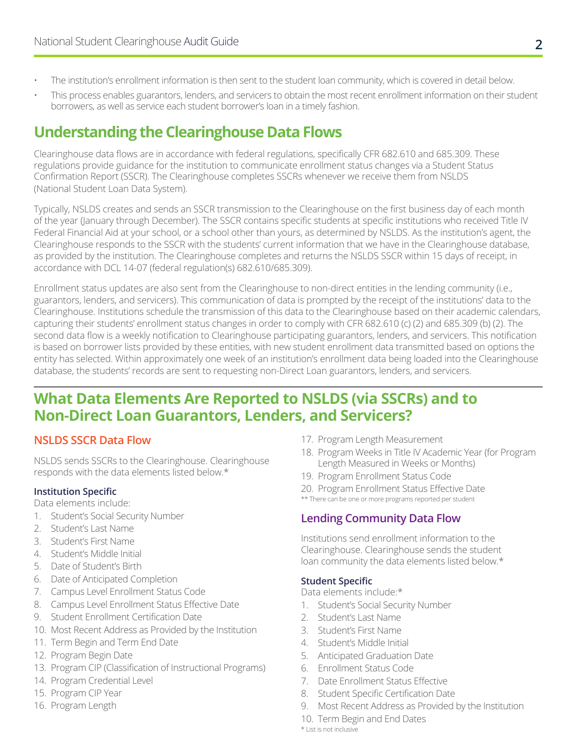- The institution's enrollment information is then sent to the student loan community, which is covered in detail below.
- This process enables guarantors, lenders, and servicers to obtain the most recent enrollment information on their student borrowers, as well as service each student borrower's loan in a timely fashion.

## Understanding the Clearinghouse Data Flows

Clearinghouse data flows are in accordance with federal regulations, specifically CFR 682.610 and 685.309. These regulations provide guidance for the institution to communicate enrollment status changes via a Student Status Confirmation Report (SSCR). The Clearinghouse completes SSCRs whenever we receive them from NSLDS (National Student Loan Data System).

Typically, NSLDS creates and sends an SSCR transmission to the Clearinghouse on the first business day of each month of the year (January through December). The SSCR contains specific students at specific institutions who received Title IV Federal Financial Aid at your school, or a school other than yours, as determined by NSLDS. As the institution's agent, the Clearinghouse responds to the SSCR with the students' current information that we have in the Clearinghouse database, as provided by the institution. The Clearinghouse completes and returns the NSLDS SSCR within 15 days of receipt, in accordance with DCL 14-07 (federal regulation(s) 682.610/685.309).

Enrollment status updates are also sent from the Clearinghouse to non-direct entities in the lending community (i.e., guarantors, lenders, and servicers). This communication of data is prompted by the receipt of the institutions' data to the Clearinghouse. Institutions schedule the transmission of this data to the Clearinghouse based on their academic calendars, capturing their students' enrollment status changes in order to comply with CFR 682.610 (c) (2) and 685.309 (b) (2). The second data flow is a weekly notification to Clearinghouse participating guarantors, lenders, and servicers. This notification is based on borrower lists provided by these entities, with new student enrollment data transmitted based on options the entity has selected. Within approximately one week of an institution's enrollment data being loaded into the Clearinghouse database, the students' records are sent to requesting non-Direct Loan guarantors, lenders, and servicers.

## What Data Elements Are Reported to NSLDS (via SSCRs) and to Non-Direct Loan Guarantors, Lenders, and Servicers?

### NSLDS SSCR Data Flow

NSLDS sends SSCRs to the Clearinghouse. Clearinghouse responds with the data elements listed below.*

**Institution Specific**

Data elements include:

1. Student's Social Security Number
2. Student's Last Name
3. Student's First Name
4. Student's Middle Initial
5. Date of Student's Birth
6. Date of Anticipated Completion
7. Campus Level Enrollment Status Code
8. Campus Level Enrollment Status Effective Date
9. Student Enrollment Certification Date
10. Most Recent Address as Provided by the Institution
11. Term Begin and Term End Date
12. Program Begin Date
13. Program CIP (Classification of Instructional Programs)
14. Program Credential Level
15. Program CIP Year
16. Program Length
17. Program Length Measurement
18. Program Weeks in Title IV Academic Year (for Program Length Measured in Weeks or Months)
19. Program Enrollment Status Code
20. Program Enrollment Status Effective Date

** There can be one or more programs reported per student

### Lending Community Data Flow

Institutions send enrollment information to the Clearinghouse. Clearinghouse sends the student loan community the data elements listed below.*

**Student Specific**

Data elements include:*

1. Student's Social Security Number
2. Student's Last Name
3. Student's First Name
4. Student's Middle Initial
5. Anticipated Graduation Date
6. Enrollment Status Code
7. Date Enrollment Status Effective
8. Student Specific Certification Date
9. Most Recent Address as Provided by the Institution
10. Term Begin and End Dates

* List is not inclusive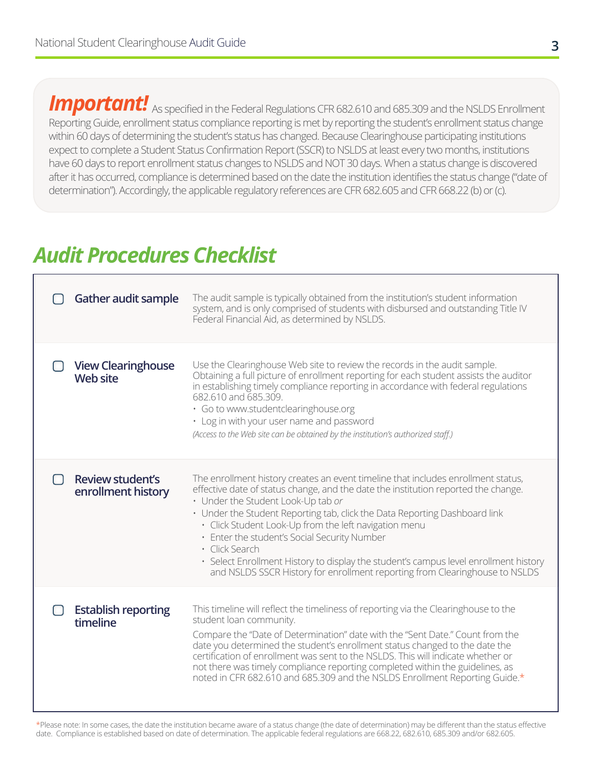***Important!*** As specified in the Federal Regulations CFR 682.610 and 685.309 and the NSLDS Enrollment Reporting Guide, enrollment status compliance reporting is met by reporting the student's enrollment status change within 60 days of determining the student's status has changed. Because Clearinghouse participating institutions expect to complete a Student Status Confirmation Report (SSCR) to NSLDS at least every two months, institutions have 60 days to report enrollment status changes to NSLDS and NOT 30 days. When a status change is discovered after it has occurred, compliance is determined based on the date the institution identifies the status change ("date of determination"). Accordingly, the applicable regulatory references are CFR 682.605 and CFR 668.22 (b) or (c).

## *Audit Procedures Checklist*

- [ ] **Gather audit sample**

  The audit sample is typically obtained from the institution's student information system, and is only comprised of students with disbursed and outstanding Title IV Federal Financial Aid, as determined by NSLDS.

- [ ] **View Clearinghouse Web site**

  Use the Clearinghouse Web site to review the records in the audit sample. Obtaining a full picture of enrollment reporting for each student assists the auditor in establishing timely compliance reporting in accordance with federal regulations 682.610 and 685.309.
  - Go to www.studentclearinghouse.org
  - Log in with your user name and password

  *(Access to the Web site can be obtained by the institution's authorized staff.)*

- [ ] **Review student's enrollment history**

  The enrollment history creates an event timeline that includes enrollment status, effective date of status change, and the date the institution reported the change.
  - Under the Student Look-Up tab *or*
  - Under the Student Reporting tab, click the Data Reporting Dashboard link
    - Click Student Look-Up from the left navigation menu
    - Enter the student's Social Security Number
    - Click Search
    - Select Enrollment History to display the student's campus level enrollment history and NSLDS SSCR History for enrollment reporting from Clearinghouse to NSLDS

- [ ] **Establish reporting timeline**

  This timeline will reflect the timeliness of reporting via the Clearinghouse to the student loan community.

  Compare the "Date of Determination" date with the "Sent Date." Count from the date you determined the student's enrollment status changed to the date the certification of enrollment was sent to the NSLDS. This will indicate whether or not there was timely compliance reporting completed within the guidelines, as noted in CFR 682.610 and 685.309 and the NSLDS Enrollment Reporting Guide.*

*Please note: In some cases, the date the institution became aware of a status change (the date of determination) may be different than the status effective date. Compliance is established based on date of determination. The applicable federal regulations are 668.22, 682.610, 685.309 and/or 682.605.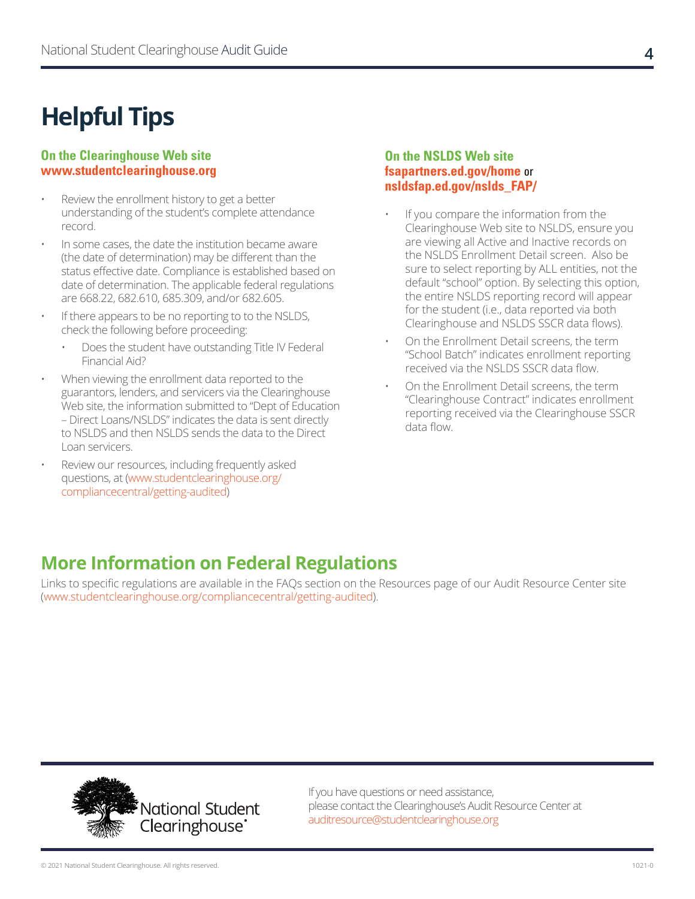# Helpful Tips

### On the Clearinghouse Web site
### www.studentclearinghouse.org

- Review the enrollment history to get a better understanding of the student's complete attendance record.
- In some cases, the date the institution became aware (the date of determination) may be different than the status effective date. Compliance is established based on date of determination. The applicable federal regulations are 668.22, 682.610, 685.309, and/or 682.605.
- If there appears to be no reporting to to the NSLDS, check the following before proceeding:
  - Does the student have outstanding Title IV Federal Financial Aid?
- When viewing the enrollment data reported to the guarantors, lenders, and servicers via the Clearinghouse Web site, the information submitted to "Dept of Education – Direct Loans/NSLDS" indicates the data is sent directly to NSLDS and then NSLDS sends the data to the Direct Loan servicers.
- Review our resources, including frequently asked questions, at (www.studentclearinghouse.org/compliancecentral/getting-audited)

### On the NSLDS Web site
### fsapartners.ed.gov/home or nsldsfap.ed.gov/nslds_FAP/

- If you compare the information from the Clearinghouse Web site to NSLDS, ensure you are viewing all Active and Inactive records on the NSLDS Enrollment Detail screen. Also be sure to select reporting by ALL entities, not the default "school" option. By selecting this option, the entire NSLDS reporting record will appear for the student (i.e., data reported via both Clearinghouse and NSLDS SSCR data flows).
- On the Enrollment Detail screens, the term "School Batch" indicates enrollment reporting received via the NSLDS SSCR data flow.
- On the Enrollment Detail screens, the term "Clearinghouse Contract" indicates enrollment reporting received via the Clearinghouse SSCR data flow.

## More Information on Federal Regulations

Links to specific regulations are available in the FAQs section on the Resources page of our Audit Resource Center site (www.studentclearinghouse.org/compliancecentral/getting-audited).

National Student Clearinghouse

If you have questions or need assistance, please contact the Clearinghouse's Audit Resource Center at auditresource@studentclearinghouse.org

© 2021 National Student Clearinghouse. All rights reserved.

1021-0